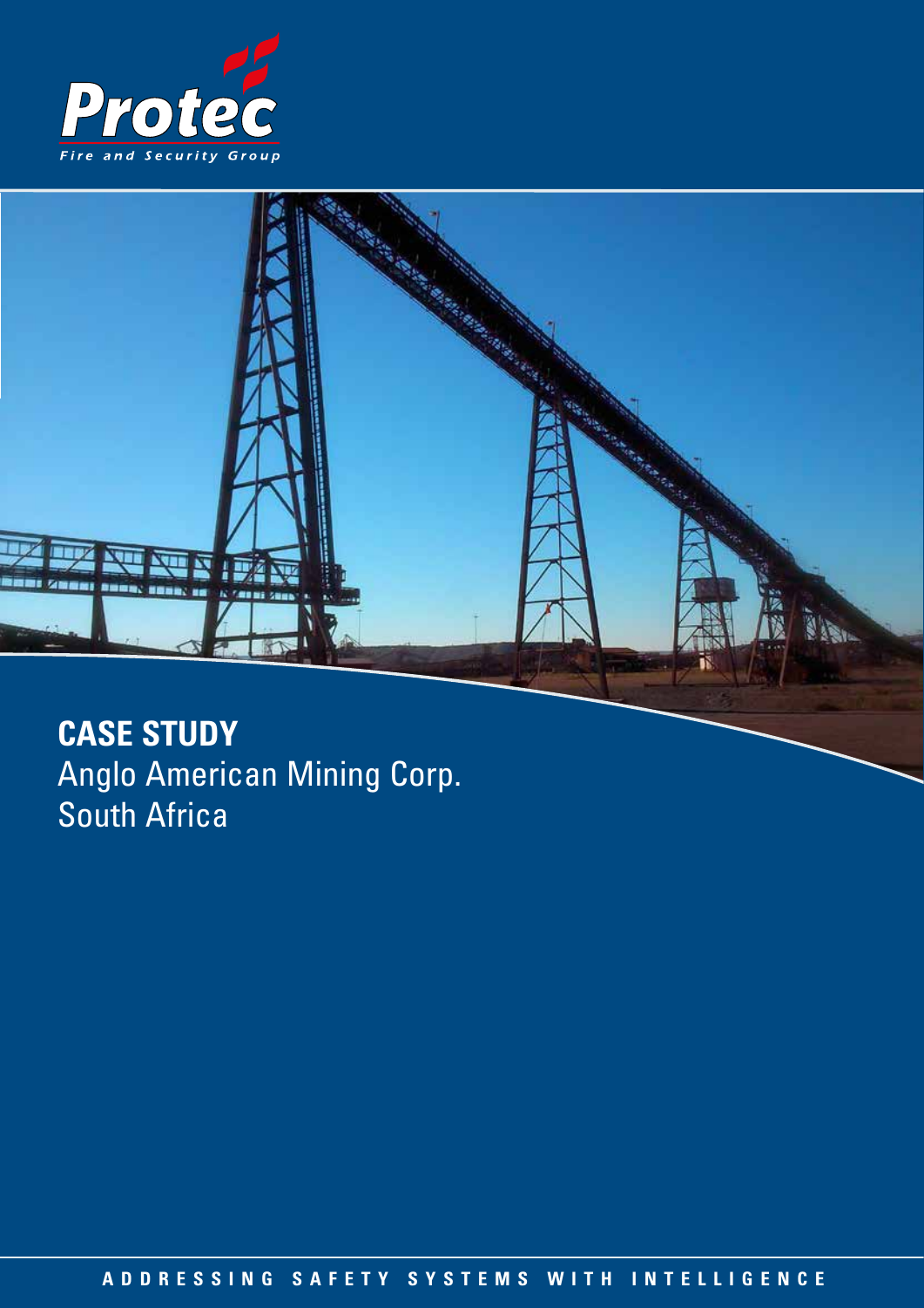Protec

Fire and Security Group

# CASE STUDY

Anglo American Mining Corp.
South Africa

ADDRESSING SAFETY SYSTEMS WITH INTELLIGENCE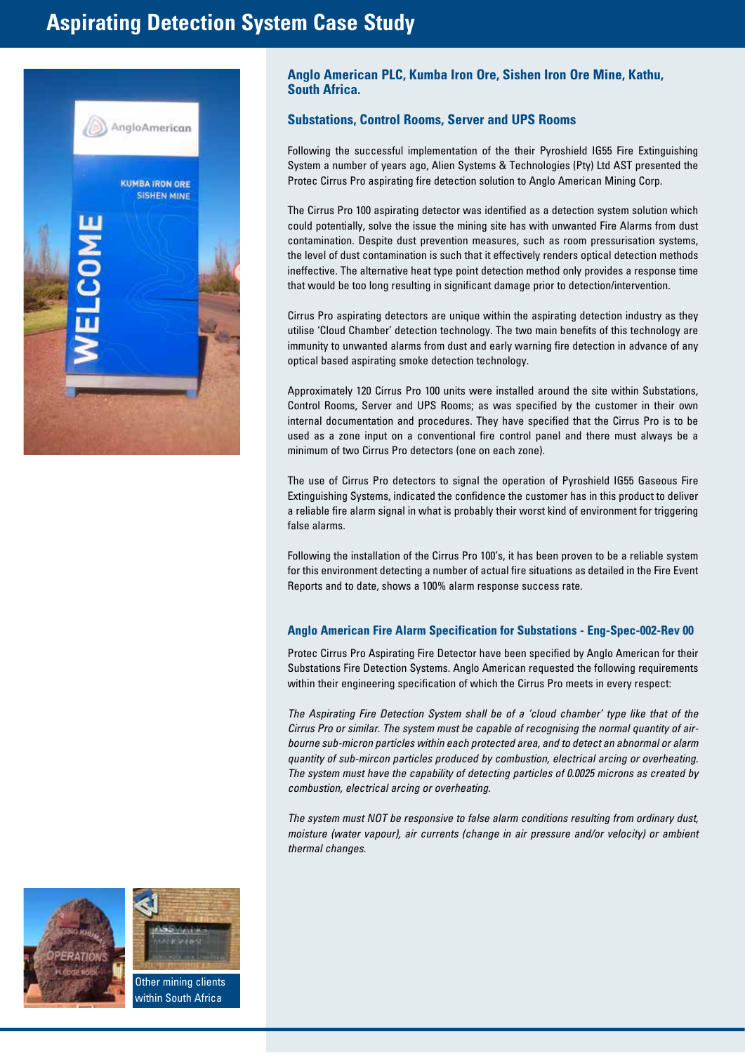# Aspirating Detection System Case Study

## Anglo American PLC, Kumba Iron Ore, Sishen Iron Ore Mine, Kathu, South Africa.

### Substations, Control Rooms, Server and UPS Rooms

Following the successful implementation of the their Pyroshield IG55 Fire Extinguishing System a number of years ago, Alien Systems & Technologies (Pty) Ltd AST presented the Protec Cirrus Pro aspirating fire detection solution to Anglo American Mining Corp.

The Cirrus Pro 100 aspirating detector was identified as a detection system solution which could potentially, solve the issue the mining site has with unwanted Fire Alarms from dust contamination. Despite dust prevention measures, such as room pressurisation systems, the level of dust contamination is such that it effectively renders optical detection methods ineffective. The alternative heat type point detection method only provides a response time that would be too long resulting in significant damage prior to detection/intervention.

Cirrus Pro aspirating detectors are unique within the aspirating detection industry as they utilise 'Cloud Chamber' detection technology. The two main benefits of this technology are immunity to unwanted alarms from dust and early warning fire detection in advance of any optical based aspirating smoke detection technology.

Approximately 120 Cirrus Pro 100 units were installed around the site within Substations, Control Rooms, Server and UPS Rooms; as was specified by the customer in their own internal documentation and procedures. They have specified that the Cirrus Pro is to be used as a zone input on a conventional fire control panel and there must always be a minimum of two Cirrus Pro detectors (one on each zone).

The use of Cirrus Pro detectors to signal the operation of Pyroshield IG55 Gaseous Fire Extinguishing Systems, indicated the confidence the customer has in this product to deliver a reliable fire alarm signal in what is probably their worst kind of environment for triggering false alarms.

Following the installation of the Cirrus Pro 100's, it has been proven to be a reliable system for this environment detecting a number of actual fire situations as detailed in the Fire Event Reports and to date, shows a 100% alarm response success rate.

### Anglo American Fire Alarm Specification for Substations - Eng-Spec-002-Rev 00

Protec Cirrus Pro Aspirating Fire Detector have been specified by Anglo American for their Substations Fire Detection Systems. Anglo American requested the following requirements within their engineering specification of which the Cirrus Pro meets in every respect:

*The Aspirating Fire Detection System shall be of a 'cloud chamber' type like that of the Cirrus Pro or similar. The system must be capable of recognising the normal quantity of air-bourne sub-micron particles within each protected area, and to detect an abnormal or alarm quantity of sub-mircon particles produced by combustion, electrical arcing or overheating. The system must have the capability of detecting particles of 0.0025 microns as created by combustion, electrical arcing or overheating.*

*The system must NOT be responsive to false alarm conditions resulting from ordinary dust, moisture (water vapour), air currents (change in air pressure and/or velocity) or ambient thermal changes.*

Other mining clients within South Africa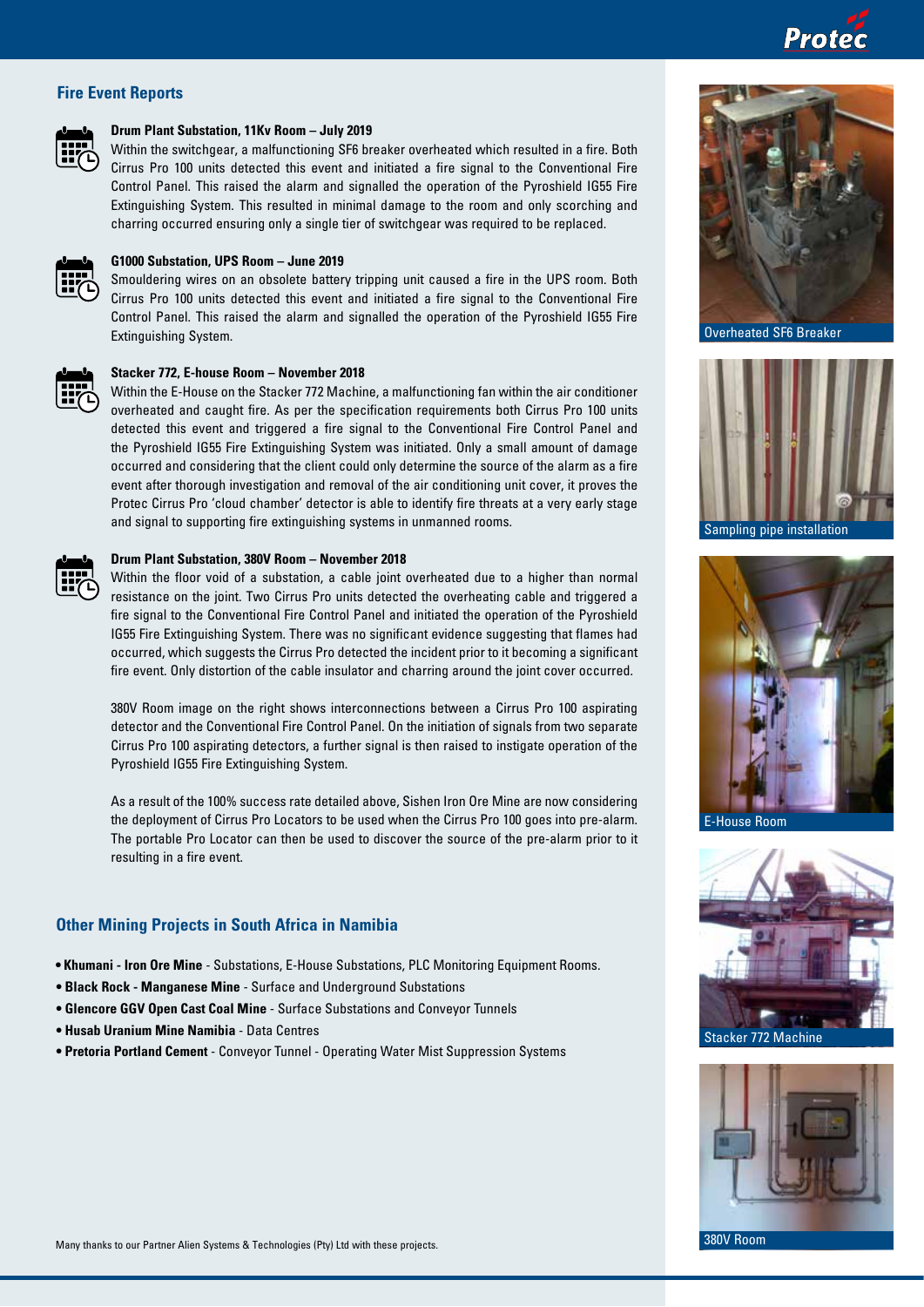## Fire Event Reports

**Drum Plant Substation, 11Kv Room – July 2019**

Within the switchgear, a malfunctioning SF6 breaker overheated which resulted in a fire. Both Cirrus Pro 100 units detected this event and initiated a fire signal to the Conventional Fire Control Panel. This raised the alarm and signalled the operation of the Pyroshield IG55 Fire Extinguishing System. This resulted in minimal damage to the room and only scorching and charring occurred ensuring only a single tier of switchgear was required to be replaced.

**G1000 Substation, UPS Room – June 2019**

Smouldering wires on an obsolete battery tripping unit caused a fire in the UPS room. Both Cirrus Pro 100 units detected this event and initiated a fire signal to the Conventional Fire Control Panel. This raised the alarm and signalled the operation of the Pyroshield IG55 Fire Extinguishing System.

**Stacker 772, E-house Room – November 2018**

Within the E-House on the Stacker 772 Machine, a malfunctioning fan within the air conditioner overheated and caught fire. As per the specification requirements both Cirrus Pro 100 units detected this event and triggered a fire signal to the Conventional Fire Control Panel and the Pyroshield IG55 Fire Extinguishing System was initiated. Only a small amount of damage occurred and considering that the client could only determine the source of the alarm as a fire event after thorough investigation and removal of the air conditioning unit cover, it proves the Protec Cirrus Pro 'cloud chamber' detector is able to identify fire threats at a very early stage and signal to supporting fire extinguishing systems in unmanned rooms.

**Drum Plant Substation, 380V Room – November 2018**

Within the floor void of a substation, a cable joint overheated due to a higher than normal resistance on the joint. Two Cirrus Pro units detected the overheating cable and triggered a fire signal to the Conventional Fire Control Panel and initiated the operation of the Pyroshield IG55 Fire Extinguishing System. There was no significant evidence suggesting that flames had occurred, which suggests the Cirrus Pro detected the incident prior to it becoming a significant fire event. Only distortion of the cable insulator and charring around the joint cover occurred.

380V Room image on the right shows interconnections between a Cirrus Pro 100 aspirating detector and the Conventional Fire Control Panel. On the initiation of signals from two separate Cirrus Pro 100 aspirating detectors, a further signal is then raised to instigate operation of the Pyroshield IG55 Fire Extinguishing System.

As a result of the 100% success rate detailed above, Sishen Iron Ore Mine are now considering the deployment of Cirrus Pro Locators to be used when the Cirrus Pro 100 goes into pre-alarm. The portable Pro Locator can then be used to discover the source of the pre-alarm prior to it resulting in a fire event.

Overheated SF6 Breaker

Sampling pipe installation

E-House Room

Stacker 772 Machine

380V Room

## Other Mining Projects in South Africa in Namibia

- **Khumani - Iron Ore Mine** - Substations, E-House Substations, PLC Monitoring Equipment Rooms.
- **Black Rock - Manganese Mine** - Surface and Underground Substations
- **Glencore GGV Open Cast Coal Mine** - Surface Substations and Conveyor Tunnels
- **Husab Uranium Mine Namibia** - Data Centres
- **Pretoria Portland Cement** - Conveyor Tunnel - Operating Water Mist Suppression Systems

Many thanks to our Partner Alien Systems & Technologies (Pty) Ltd with these projects.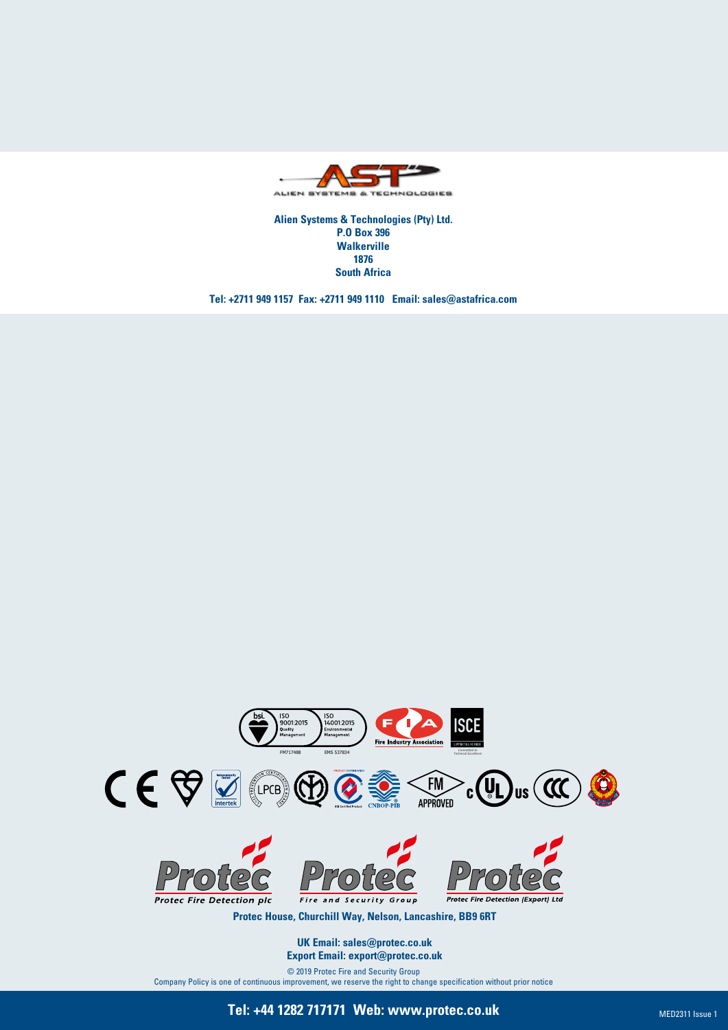ALIEN SYSTEMS & TECHNOLOGIES

**Alien Systems & Technologies (Pty) Ltd.**
**P.O Box 396**
**Walkerville**
**1876**
**South Africa**

**Tel: +2711 949 1157 Fax: +2711 949 1110 Email: sales@astafrica.com**

ISO 9001:2015 Quality Management FM717488

ISO 14001:2015 Environmental Management EMS 537834

Fire Industry Association

ISCE

LPCB

CNBOP-PIB

FM APPROVED

Protec Fire Detection plc

Fire and Security Group

Protec Fire Detection (Export) Ltd

**Protec House, Churchill Way, Nelson, Lancashire, BB9 6RT**

**UK Email: sales@protec.co.uk**
**Export Email: export@protec.co.uk**

© 2019 Protec Fire and Security Group
Company Policy is one of continuous improvement, we reserve the right to change specification without prior notice

**Tel: +44 1282 717171 Web: www.protec.co.uk**

MED2311 Issue 1